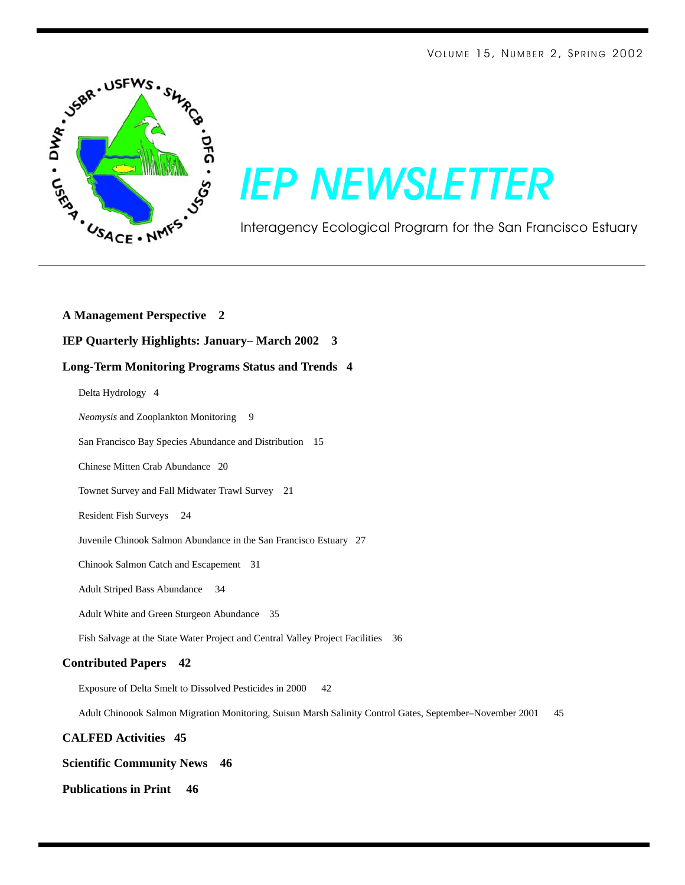VOLUME 15, NUMBER 2, SPRING 2002

# IEP NEWSLETTER

Interagency Ecological Program for the San Francisco Estuary

**A Management Perspective 2**

**IEP Quarterly Highlights: January– March 2002 3**

**Long-Term Monitoring Programs Status and Trends 4**

- Delta Hydrology 4
- *Neomysis* and Zooplankton Monitoring 9
- San Francisco Bay Species Abundance and Distribution 15
- Chinese Mitten Crab Abundance 20
- Townet Survey and Fall Midwater Trawl Survey 21
- Resident Fish Surveys 24
- Juvenile Chinook Salmon Abundance in the San Francisco Estuary 27
- Chinook Salmon Catch and Escapement 31
- Adult Striped Bass Abundance 34
- Adult White and Green Sturgeon Abundance 35
- Fish Salvage at the State Water Project and Central Valley Project Facilities 36

**Contributed Papers 42**

- Exposure of Delta Smelt to Dissolved Pesticides in 2000 42
- Adult Chinoook Salmon Migration Monitoring, Suisun Marsh Salinity Control Gates, September–November 2001 45

**CALFED Activities 45**

**Scientific Community News 46**

**Publications in Print 46**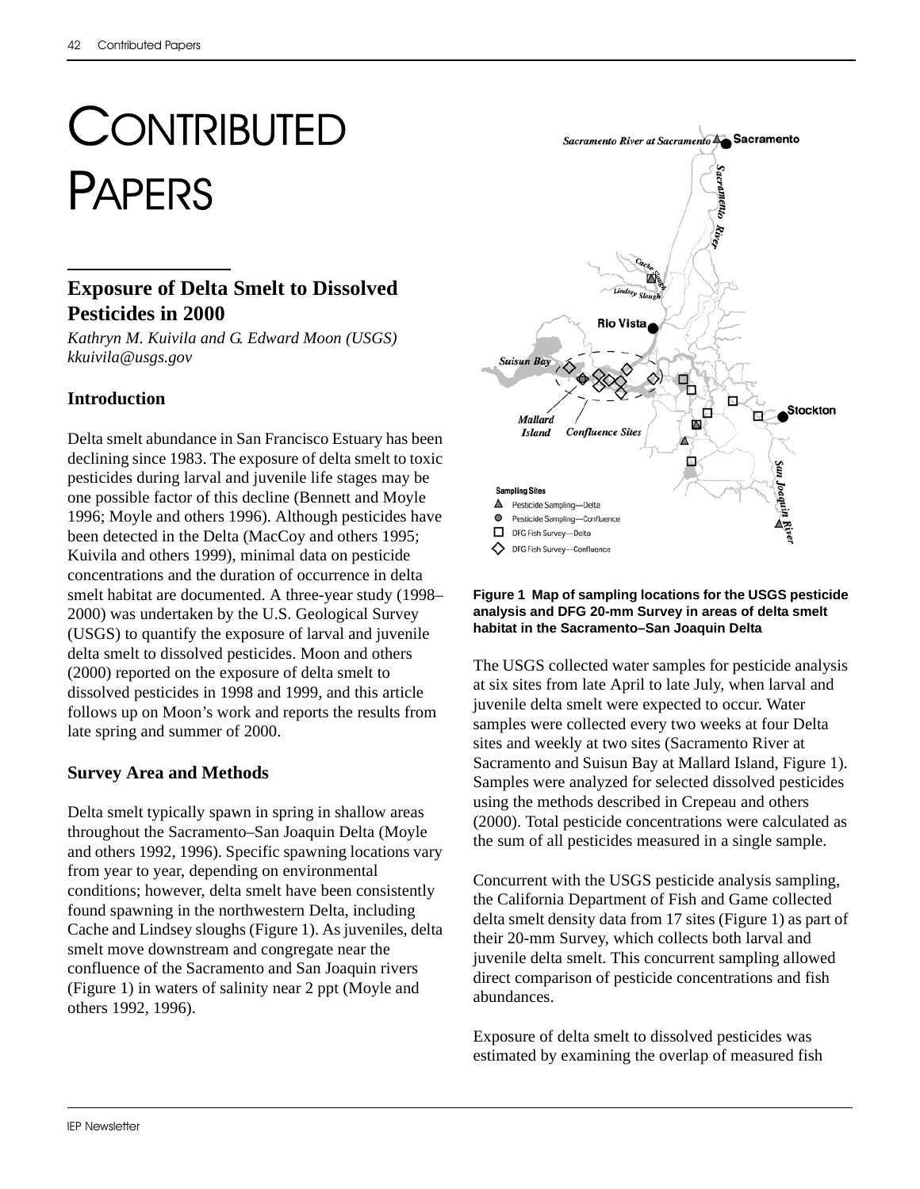# CONTRIBUTED PAPERS

## Exposure of Delta Smelt to Dissolved Pesticides in 2000

*Kathryn M. Kuivila and G. Edward Moon (USGS)*
*kkuivila@usgs.gov*

### Introduction

Delta smelt abundance in San Francisco Estuary has been declining since 1983. The exposure of delta smelt to toxic pesticides during larval and juvenile life stages may be one possible factor of this decline (Bennett and Moyle 1996; Moyle and others 1996). Although pesticides have been detected in the Delta (MacCoy and others 1995; Kuivila and others 1999), minimal data on pesticide concentrations and the duration of occurrence in delta smelt habitat are documented. A three-year study (1998–2000) was undertaken by the U.S. Geological Survey (USGS) to quantify the exposure of larval and juvenile delta smelt to dissolved pesticides. Moon and others (2000) reported on the exposure of delta smelt to dissolved pesticides in 1998 and 1999, and this article follows up on Moon's work and reports the results from late spring and summer of 2000.

### Survey Area and Methods

Delta smelt typically spawn in spring in shallow areas throughout the Sacramento–San Joaquin Delta (Moyle and others 1992, 1996). Specific spawning locations vary from year to year, depending on environmental conditions; however, delta smelt have been consistently found spawning in the northwestern Delta, including Cache and Lindsey sloughs (Figure 1). As juveniles, delta smelt move downstream and congregate near the confluence of the Sacramento and San Joaquin rivers (Figure 1) in waters of salinity near 2 ppt (Moyle and others 1992, 1996).

**Figure 1 Map of sampling locations for the USGS pesticide analysis and DFG 20-mm Survey in areas of delta smelt habitat in the Sacramento–San Joaquin Delta**

The USGS collected water samples for pesticide analysis at six sites from late April to late July, when larval and juvenile delta smelt were expected to occur. Water samples were collected every two weeks at four Delta sites and weekly at two sites (Sacramento River at Sacramento and Suisun Bay at Mallard Island, Figure 1). Samples were analyzed for selected dissolved pesticides using the methods described in Crepeau and others (2000). Total pesticide concentrations were calculated as the sum of all pesticides measured in a single sample.

Concurrent with the USGS pesticide analysis sampling, the California Department of Fish and Game collected delta smelt density data from 17 sites (Figure 1) as part of their 20-mm Survey, which collects both larval and juvenile delta smelt. This concurrent sampling allowed direct comparison of pesticide concentrations and fish abundances.

Exposure of delta smelt to dissolved pesticides was estimated by examining the overlap of measured fish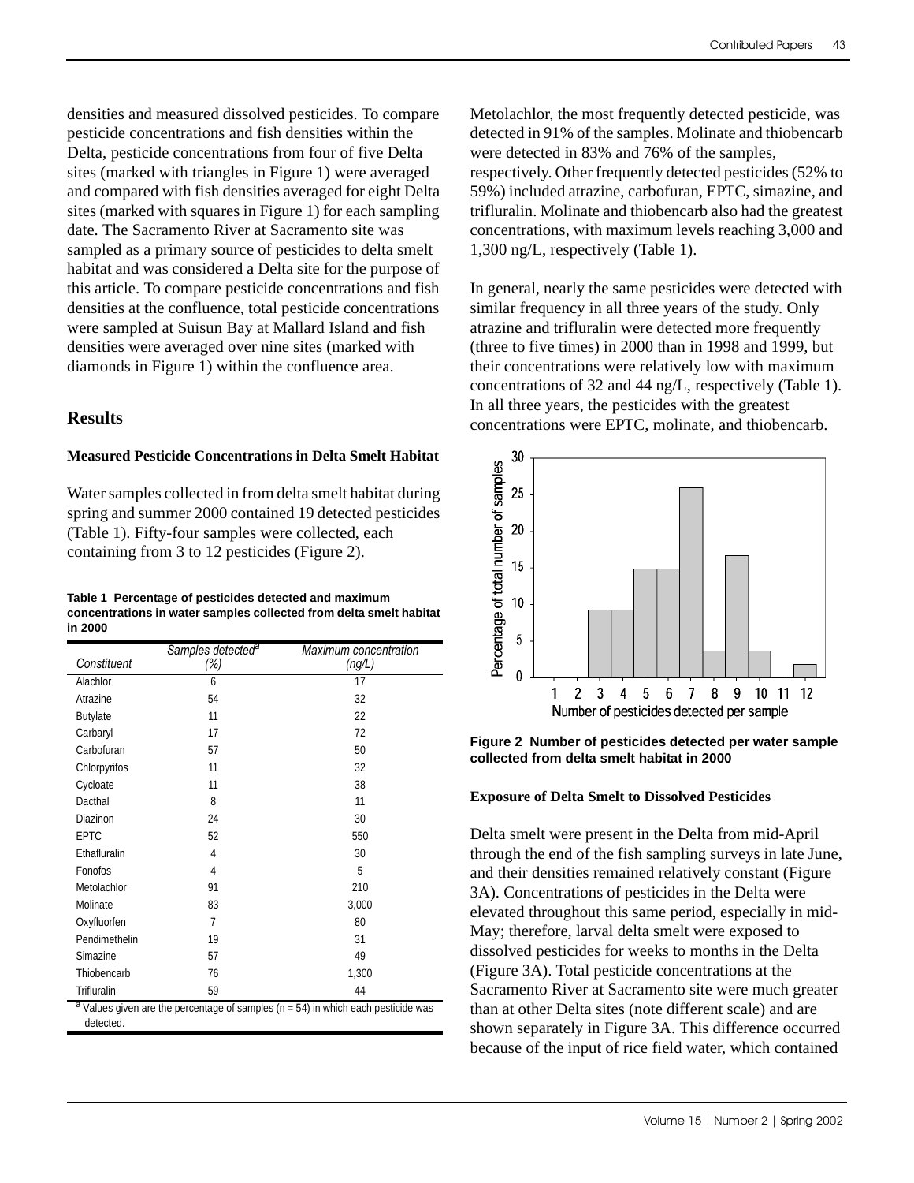densities and measured dissolved pesticides. To compare pesticide concentrations and fish densities within the Delta, pesticide concentrations from four of five Delta sites (marked with triangles in Figure 1) were averaged and compared with fish densities averaged for eight Delta sites (marked with squares in Figure 1) for each sampling date. The Sacramento River at Sacramento site was sampled as a primary source of pesticides to delta smelt habitat and was considered a Delta site for the purpose of this article. To compare pesticide concentrations and fish densities at the confluence, total pesticide concentrations were sampled at Suisun Bay at Mallard Island and fish densities were averaged over nine sites (marked with diamonds in Figure 1) within the confluence area.

## Results

### Measured Pesticide Concentrations in Delta Smelt Habitat

Water samples collected in from delta smelt habitat during spring and summer 2000 contained 19 detected pesticides (Table 1). Fifty-four samples were collected, each containing from 3 to 12 pesticides (Figure 2).

**Table 1 Percentage of pesticides detected and maximum concentrations in water samples collected from delta smelt habitat in 2000**

| Constituent | Samples detected[a] (%) | Maximum concentration (ng/L) |
|---|---|---|
| Alachlor | 6 | 17 |
| Atrazine | 54 | 32 |
| Butylate | 11 | 22 |
| Carbaryl | 17 | 72 |
| Carbofuran | 57 | 50 |
| Chlorpyrifos | 11 | 32 |
| Cycloate | 11 | 38 |
| Dacthal | 8 | 11 |
| Diazinon | 24 | 30 |
| EPTC | 52 | 550 |
| Ethafluralin | 4 | 30 |
| Fonofos | 4 | 5 |
| Metolachlor | 91 | 210 |
| Molinate | 83 | 3,000 |
| Oxyfluorfen | 7 | 80 |
| Pendimethelin | 19 | 31 |
| Simazine | 57 | 49 |
| Thiobencarb | 76 | 1,300 |
| Trifluralin | 59 | 44 |

[a] Values given are the percentage of samples (n = 54) in which each pesticide was detected.

Metolachlor, the most frequently detected pesticide, was detected in 91% of the samples. Molinate and thiobencarb were detected in 83% and 76% of the samples, respectively. Other frequently detected pesticides (52% to 59%) included atrazine, carbofuran, EPTC, simazine, and trifluralin. Molinate and thiobencarb also had the greatest concentrations, with maximum levels reaching 3,000 and 1,300 ng/L, respectively (Table 1).

In general, nearly the same pesticides were detected with similar frequency in all three years of the study. Only atrazine and trifluralin were detected more frequently (three to five times) in 2000 than in 1998 and 1999, but their concentrations were relatively low with maximum concentrations of 32 and 44 ng/L, respectively (Table 1). In all three years, the pesticides with the greatest concentrations were EPTC, molinate, and thiobencarb.

**Figure 2 Number of pesticides detected per water sample collected from delta smelt habitat in 2000**

### Exposure of Delta Smelt to Dissolved Pesticides

Delta smelt were present in the Delta from mid-April through the end of the fish sampling surveys in late June, and their densities remained relatively constant (Figure 3A). Concentrations of pesticides in the Delta were elevated throughout this same period, especially in mid-May; therefore, larval delta smelt were exposed to dissolved pesticides for weeks to months in the Delta (Figure 3A). Total pesticide concentrations at the Sacramento River at Sacramento site were much greater than at other Delta sites (note different scale) and are shown separately in Figure 3A. This difference occurred because of the input of rice field water, which contained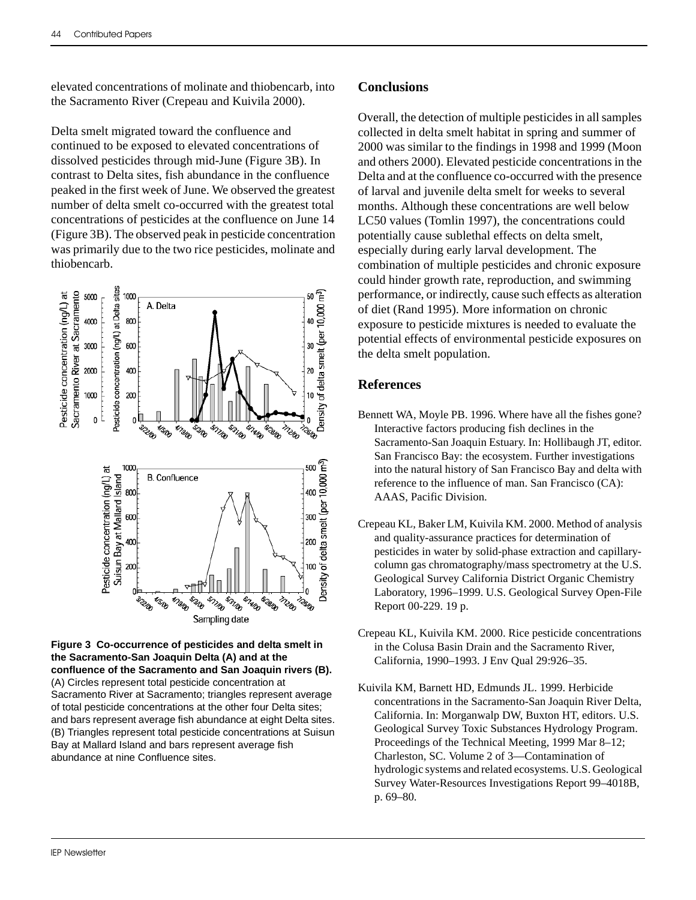elevated concentrations of molinate and thiobencarb, into the Sacramento River (Crepeau and Kuivila 2000).

Delta smelt migrated toward the confluence and continued to be exposed to elevated concentrations of dissolved pesticides through mid-June (Figure 3B). In contrast to Delta sites, fish abundance in the confluence peaked in the first week of June. We observed the greatest number of delta smelt co-occurred with the greatest total concentrations of pesticides at the confluence on June 14 (Figure 3B). The observed peak in pesticide concentration was primarily due to the two rice pesticides, molinate and thiobencarb.

**Figure 3 Co-occurrence of pesticides and delta smelt in the Sacramento-San Joaquin Delta (A) and at the confluence of the Sacramento and San Joaquin rivers (B).** (A) Circles represent total pesticide concentration at Sacramento River at Sacramento; triangles represent average of total pesticide concentrations at the other four Delta sites; and bars represent average fish abundance at eight Delta sites. (B) Triangles represent total pesticide concentrations at Suisun Bay at Mallard Island and bars represent average fish abundance at nine Confluence sites.

## Conclusions

Overall, the detection of multiple pesticides in all samples collected in delta smelt habitat in spring and summer of 2000 was similar to the findings in 1998 and 1999 (Moon and others 2000). Elevated pesticide concentrations in the Delta and at the confluence co-occurred with the presence of larval and juvenile delta smelt for weeks to several months. Although these concentrations are well below LC50 values (Tomlin 1997), the concentrations could potentially cause sublethal effects on delta smelt, especially during early larval development. The combination of multiple pesticides and chronic exposure could hinder growth rate, reproduction, and swimming performance, or indirectly, cause such effects as alteration of diet (Rand 1995). More information on chronic exposure to pesticide mixtures is needed to evaluate the potential effects of environmental pesticide exposures on the delta smelt population.

## References

Bennett WA, Moyle PB. 1996. Where have all the fishes gone? Interactive factors producing fish declines in the Sacramento-San Joaquin Estuary. In: Hollibaugh JT, editor. San Francisco Bay: the ecosystem. Further investigations into the natural history of San Francisco Bay and delta with reference to the influence of man. San Francisco (CA): AAAS, Pacific Division.

Crepeau KL, Baker LM, Kuivila KM. 2000. Method of analysis and quality-assurance practices for determination of pesticides in water by solid-phase extraction and capillary-column gas chromatography/mass spectrometry at the U.S. Geological Survey California District Organic Chemistry Laboratory, 1996–1999. U.S. Geological Survey Open-File Report 00-229. 19 p.

Crepeau KL, Kuivila KM. 2000. Rice pesticide concentrations in the Colusa Basin Drain and the Sacramento River, California, 1990–1993. J Env Qual 29:926–35.

Kuivila KM, Barnett HD, Edmunds JL. 1999. Herbicide concentrations in the Sacramento-San Joaquin River Delta, California. In: Morganwalp DW, Buxton HT, editors. U.S. Geological Survey Toxic Substances Hydrology Program. Proceedings of the Technical Meeting, 1999 Mar 8–12; Charleston, SC. Volume 2 of 3—Contamination of hydrologic systems and related ecosystems. U.S. Geological Survey Water-Resources Investigations Report 99–4018B, p. 69–80.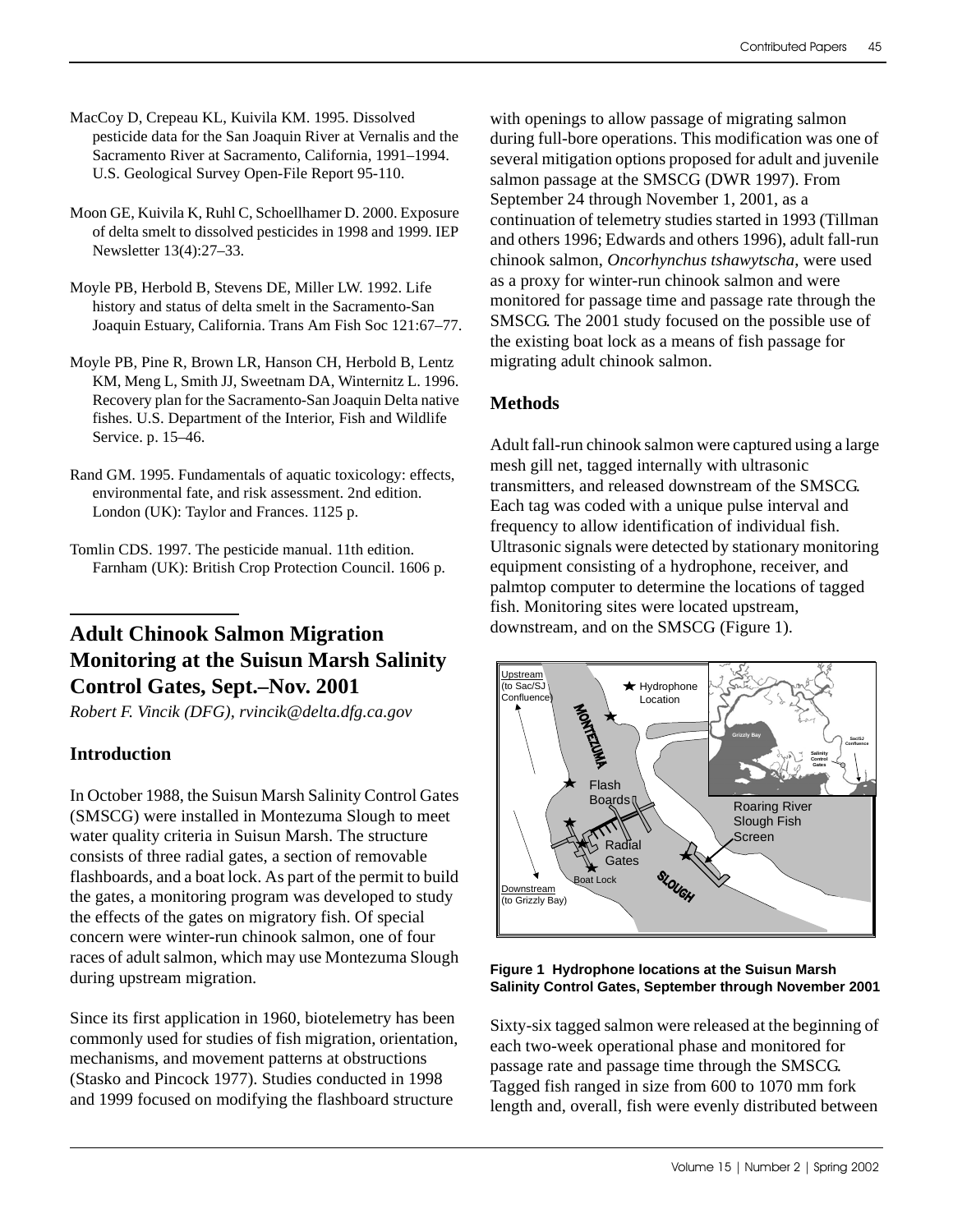MacCoy D, Crepeau KL, Kuivila KM. 1995. Dissolved pesticide data for the San Joaquin River at Vernalis and the Sacramento River at Sacramento, California, 1991–1994. U.S. Geological Survey Open-File Report 95-110.

Moon GE, Kuivila K, Ruhl C, Schoellhamer D. 2000. Exposure of delta smelt to dissolved pesticides in 1998 and 1999. IEP Newsletter 13(4):27–33.

Moyle PB, Herbold B, Stevens DE, Miller LW. 1992. Life history and status of delta smelt in the Sacramento-San Joaquin Estuary, California. Trans Am Fish Soc 121:67–77.

Moyle PB, Pine R, Brown LR, Hanson CH, Herbold B, Lentz KM, Meng L, Smith JJ, Sweetnam DA, Winternitz L. 1996. Recovery plan for the Sacramento-San Joaquin Delta native fishes. U.S. Department of the Interior, Fish and Wildlife Service. p. 15–46.

Rand GM. 1995. Fundamentals of aquatic toxicology: effects, environmental fate, and risk assessment. 2nd edition. London (UK): Taylor and Frances. 1125 p.

Tomlin CDS. 1997. The pesticide manual. 11th edition. Farnham (UK): British Crop Protection Council. 1606 p.

## Adult Chinook Salmon Migration Monitoring at the Suisun Marsh Salinity Control Gates, Sept.–Nov. 2001

*Robert F. Vincik (DFG), rvincik@delta.dfg.ca.gov*

### Introduction

In October 1988, the Suisun Marsh Salinity Control Gates (SMSCG) were installed in Montezuma Slough to meet water quality criteria in Suisun Marsh. The structure consists of three radial gates, a section of removable flashboards, and a boat lock. As part of the permit to build the gates, a monitoring program was developed to study the effects of the gates on migratory fish. Of special concern were winter-run chinook salmon, one of four races of adult salmon, which may use Montezuma Slough during upstream migration.

Since its first application in 1960, biotelemetry has been commonly used for studies of fish migration, orientation, mechanisms, and movement patterns at obstructions (Stasko and Pincock 1977). Studies conducted in 1998 and 1999 focused on modifying the flashboard structure with openings to allow passage of migrating salmon during full-bore operations. This modification was one of several mitigation options proposed for adult and juvenile salmon passage at the SMSCG (DWR 1997). From September 24 through November 1, 2001, as a continuation of telemetry studies started in 1993 (Tillman and others 1996; Edwards and others 1996), adult fall-run chinook salmon, *Oncorhynchus tshawytscha*, were used as a proxy for winter-run chinook salmon and were monitored for passage time and passage rate through the SMSCG. The 2001 study focused on the possible use of the existing boat lock as a means of fish passage for migrating adult chinook salmon.

### Methods

Adult fall-run chinook salmon were captured using a large mesh gill net, tagged internally with ultrasonic transmitters, and released downstream of the SMSCG. Each tag was coded with a unique pulse interval and frequency to allow identification of individual fish. Ultrasonic signals were detected by stationary monitoring equipment consisting of a hydrophone, receiver, and palmtop computer to determine the locations of tagged fish. Monitoring sites were located upstream, downstream, and on the SMSCG (Figure 1).

Upstream (to Sac/SJ Confluence)
Hydrophone Location
MONTEZUMA
Flash Boards
Radial Gates
Boat Lock
SLOUGH
Roaring River Slough Fish Screen
Downstream (to Grizzly Bay)
Grizzly Bay
Sac/SJ Confluence
Salinity Control Gates

**Figure 1 Hydrophone locations at the Suisun Marsh Salinity Control Gates, September through November 2001**

Sixty-six tagged salmon were released at the beginning of each two-week operational phase and monitored for passage rate and passage time through the SMSCG. Tagged fish ranged in size from 600 to 1070 mm fork length and, overall, fish were evenly distributed between